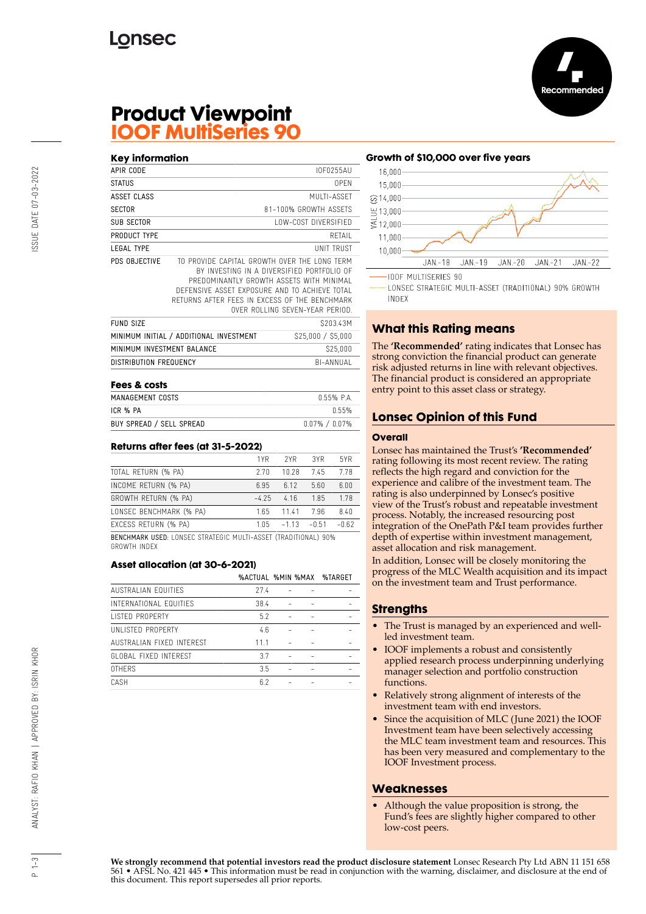Lonsec

Recommended

# Product Viewpoint
# IOOF MultiSeries 90

## Key information

| | |
|---|---|
| APIR CODE | IOF0255AU |
| STATUS | OPEN |
| ASSET CLASS | MULTI-ASSET |
| SECTOR | 81-100% GROWTH ASSETS |
| SUB SECTOR | LOW-COST DIVERSIFIED |
| PRODUCT TYPE | RETAIL |
| LEGAL TYPE | UNIT TRUST |
| PDS OBJECTIVE | TO PROVIDE CAPITAL GROWTH OVER THE LONG TERM BY INVESTING IN A DIVERSIFIED PORTFOLIO OF PREDOMINANTLY GROWTH ASSETS WITH MINIMAL DEFENSIVE ASSET EXPOSURE AND TO ACHIEVE TOTAL RETURNS AFTER FEES IN EXCESS OF THE BENCHMARK OVER ROLLING SEVEN-YEAR PERIOD. |
| FUND SIZE | $203.43M |
| MINIMUM INITIAL / ADDITIONAL INVESTMENT | $25,000 / $5,000 |
| MINIMUM INVESTMENT BALANCE | $25,000 |
| DISTRIBUTION FREQUENCY | BI-ANNUAL |

## Fees & costs

| | |
|---|---|
| MANAGEMENT COSTS | 0.55% P.A. |
| ICR % PA | 0.55% |
| BUY SPREAD / SELL SPREAD | 0.07% / 0.07% |

## Returns after fees (at 31-5-2022)

| | 1YR | 2YR | 3YR | 5YR |
|---|---|---|---|---|
| TOTAL RETURN (% PA) | 2.70 | 10.28 | 7.45 | 7.78 |
| INCOME RETURN (% PA) | 6.95 | 6.12 | 5.60 | 6.00 |
| GROWTH RETURN (% PA) | -4.25 | 4.16 | 1.85 | 1.78 |
| LONSEC BENCHMARK (% PA) | 1.65 | 11.41 | 7.96 | 8.40 |
| EXCESS RETURN (% PA) | 1.05 | -1.13 | -0.51 | -0.62 |

BENCHMARK USED: LONSEC STRATEGIC MULTI-ASSET (TRADITIONAL) 90% GROWTH INDEX

## Asset allocation (at 30-6-2021)

| | %ACTUAL | %MIN | %MAX | %TARGET |
|---|---|---|---|---|
| AUSTRALIAN EQUITIES | 27.4 | - | - | - |
| INTERNATIONAL EQUITIES | 38.4 | - | - | - |
| LISTED PROPERTY | 5.2 | - | - | - |
| UNLISTED PROPERTY | 4.6 | - | - | - |
| AUSTRALIAN FIXED INTEREST | 11.1 | - | - | - |
| GLOBAL FIXED INTEREST | 3.7 | - | - | - |
| OTHERS | 3.5 | - | - | - |
| CASH | 6.2 | - | - | - |

## Growth of $10,000 over five years

VALUE ($)
16,000
15,000
14,000
13,000
12,000
11,000
10,000
JAN-18 JAN-19 JAN-20 JAN-21 JAN-22

IOOF MULTISERIES 90
LONSEC STRATEGIC MULTI-ASSET (TRADITIONAL) 90% GROWTH INDEX

## What this Rating means

The **'Recommended'** rating indicates that Lonsec has strong conviction the financial product can generate risk adjusted returns in line with relevant objectives. The financial product is considered an appropriate entry point to this asset class or strategy.

## Lonsec Opinion of this Fund

### Overall

Lonsec has maintained the Trust's **'Recommended'** rating following its most recent review. The rating reflects the high regard and conviction for the experience and calibre of the investment team. The rating is also underpinned by Lonsec's positive view of the Trust's robust and repeatable investment process. Notably, the increased resourcing post integration of the OnePath P&I team provides further depth of expertise within investment management, asset allocation and risk management.

In addition, Lonsec will be closely monitoring the progress of the MLC Wealth acquisition and its impact on the investment team and Trust performance.

## Strengths

- The Trust is managed by an experienced and well-led investment team.
- IOOF implements a robust and consistently applied research process underpinning underlying manager selection and portfolio construction functions.
- Relatively strong alignment of interests of the investment team with end investors.
- Since the acquisition of MLC (June 2021) the IOOF Investment team have been selectively accessing the MLC team investment team and resources. This has been very measured and complementary to the IOOF Investment process.

## Weaknesses

- Although the value proposition is strong, the Fund's fees are slightly higher compared to other low-cost peers.

ISSUE DATE 07-03-2022

ANALYST: RAFIQ KHAN | APPROVED BY: ISRIN KHOR

**We strongly recommend that potential investors read the product disclosure statement** Lonsec Research Pty Ltd ABN 11 151 658 561 • AFSL No. 421 445 • This information must be read in conjunction with the warning, disclaimer, and disclosure at the end of this document. This report supersedes all prior reports.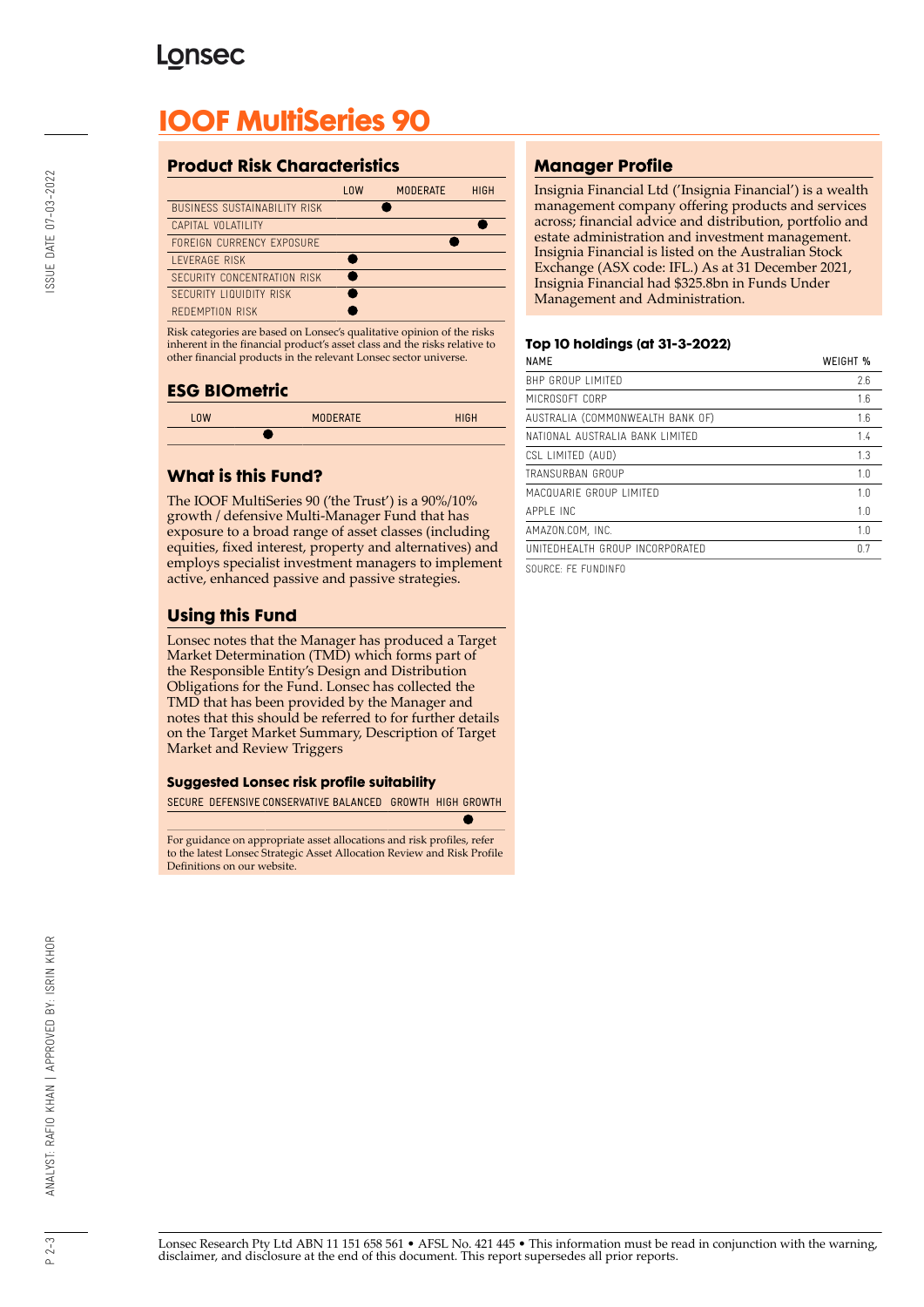# IOOF MultiSeries 90

## Product Risk Characteristics

| | LOW | MODERATE | HIGH |
|---|---|---|---|
| BUSINESS SUSTAINABILITY RISK | | ● | |
| CAPITAL VOLATILITY | | | ● |
| FOREIGN CURRENCY EXPOSURE | | ● | |
| LEVERAGE RISK | ● | | |
| SECURITY CONCENTRATION RISK | ● | | |
| SECURITY LIQUIDITY RISK | ● | | |
| REDEMPTION RISK | ● | | |

Risk categories are based on Lonsec's qualitative opinion of the risks inherent in the financial product's asset class and the risks relative to other financial products in the relevant Lonsec sector universe.

## ESG BIOmetric

| LOW | MODERATE | HIGH |
|---|---|---|
| ● | | |

## What is this Fund?

The IOOF MultiSeries 90 ('the Trust') is a 90%/10% growth / defensive Multi-Manager Fund that has exposure to a broad range of asset classes (including equities, fixed interest, property and alternatives) and employs specialist investment managers to implement active, enhanced passive and passive strategies.

## Using this Fund

Lonsec notes that the Manager has produced a Target Market Determination (TMD) which forms part of the Responsible Entity's Design and Distribution Obligations for the Fund. Lonsec has collected the TMD that has been provided by the Manager and notes that this should be referred to for further details on the Target Market Summary, Description of Target Market and Review Triggers

### Suggested Lonsec risk profile suitability

| SECURE | DEFENSIVE | CONSERVATIVE | BALANCED | GROWTH | HIGH GROWTH |
|---|---|---|---|---|---|
| | | | | | ● |

For guidance on appropriate asset allocations and risk profiles, refer to the latest Lonsec Strategic Asset Allocation Review and Risk Profile Definitions on our website.

## Manager Profile

Insignia Financial Ltd ('Insignia Financial') is a wealth management company offering products and services across; financial advice and distribution, portfolio and estate administration and investment management. Insignia Financial is listed on the Australian Stock Exchange (ASX code: IFL.) As at 31 December 2021, Insignia Financial had $325.8bn in Funds Under Management and Administration.

### Top 10 holdings (at 31-3-2022)

| NAME | WEIGHT % |
|---|---|
| BHP GROUP LIMITED | 2.6 |
| MICROSOFT CORP | 1.6 |
| AUSTRALIA (COMMONWEALTH BANK OF) | 1.6 |
| NATIONAL AUSTRALIA BANK LIMITED | 1.4 |
| CSL LIMITED (AUD) | 1.3 |
| TRANSURBAN GROUP | 1.0 |
| MACQUARIE GROUP LIMITED | 1.0 |
| APPLE INC | 1.0 |
| AMAZON.COM, INC. | 1.0 |
| UNITEDHEALTH GROUP INCORPORATED | 0.7 |

SOURCE: FE FUNDINFO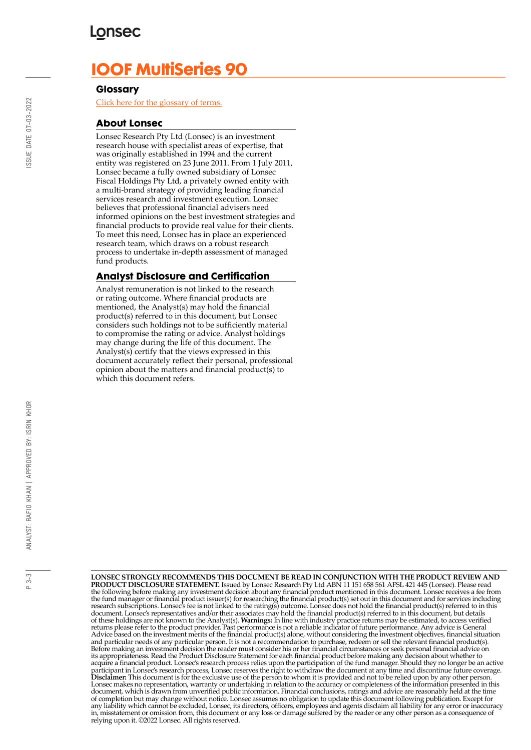# IOOF MultiSeries 90

## Glossary

Click here for the glossary of terms.

## About Lonsec

Lonsec Research Pty Ltd (Lonsec) is an investment research house with specialist areas of expertise, that was originally established in 1994 and the current entity was registered on 23 June 2011. From 1 July 2011, Lonsec became a fully owned subsidiary of Lonsec Fiscal Holdings Pty Ltd, a privately owned entity with a multi-brand strategy of providing leading financial services research and investment execution. Lonsec believes that professional financial advisers need informed opinions on the best investment strategies and financial products to provide real value for their clients. To meet this need, Lonsec has in place an experienced research team, which draws on a robust research process to undertake in-depth assessment of managed fund products.

## Analyst Disclosure and Certification

Analyst remuneration is not linked to the research or rating outcome. Where financial products are mentioned, the Analyst(s) may hold the financial product(s) referred to in this document, but Lonsec considers such holdings not to be sufficiently material to compromise the rating or advice. Analyst holdings may change during the life of this document. The Analyst(s) certify that the views expressed in this document accurately reflect their personal, professional opinion about the matters and financial product(s) to which this document refers.

**LONSEC STRONGLY RECOMMENDS THIS DOCUMENT BE READ IN CONJUNCTION WITH THE PRODUCT REVIEW AND PRODUCT DISCLOSURE STATEMENT.** Issued by Lonsec Research Pty Ltd ABN 11 151 658 561 AFSL 421 445 (Lonsec). Please read the following before making any investment decision about any financial product mentioned in this document. Lonsec receives a fee from the fund manager or financial product issuer(s) for researching the financial product(s) set out in this document and for services including research subscriptions. Lonsec's fee is not linked to the rating(s) outcome. Lonsec does not hold the financial product(s) referred to in this document. Lonsec's representatives and/or their associates may hold the financial product(s) referred to in this document, but details of these holdings are not known to the Analyst(s). **Warnings:** In line with industry practice returns may be estimated, to access verified returns please refer to the product provider. Past performance is not a reliable indicator of future performance. Any advice is General Advice based on the investment merits of the financial product(s) alone, without considering the investment objectives, financial situation and particular needs of any particular person. It is not a recommendation to purchase, redeem or sell the relevant financial product(s). Before making an investment decision the reader must consider his or her financial circumstances or seek personal financial advice on its appropriateness. Read the Product Disclosure Statement for each financial product before making any decision about whether to acquire a financial product. Lonsec's research process relies upon the participation of the fund manager. Should they no longer be an active participant in Lonsec's research process, Lonsec reserves the right to withdraw the document at any time and discontinue future coverage. **Disclaimer:** This document is for the exclusive use of the person to whom it is provided and not to be relied upon by any other person. Lonsec makes no representation, warranty or undertaking in relation to the accuracy or completeness of the information presented in this document, which is drawn from unverified public information. Financial conclusions, ratings and advice are reasonably held at the time of completion but may change without notice. Lonsec assumes no obligation to update this document following publication. Except for any liability which cannot be excluded, Lonsec, its directors, officers, employees and agents disclaim all liability for any error or inaccuracy in, misstatement or omission from, this document or any loss or damage suffered by the reader or any other person as a consequence of relying upon it. ©2022 Lonsec. All rights reserved.